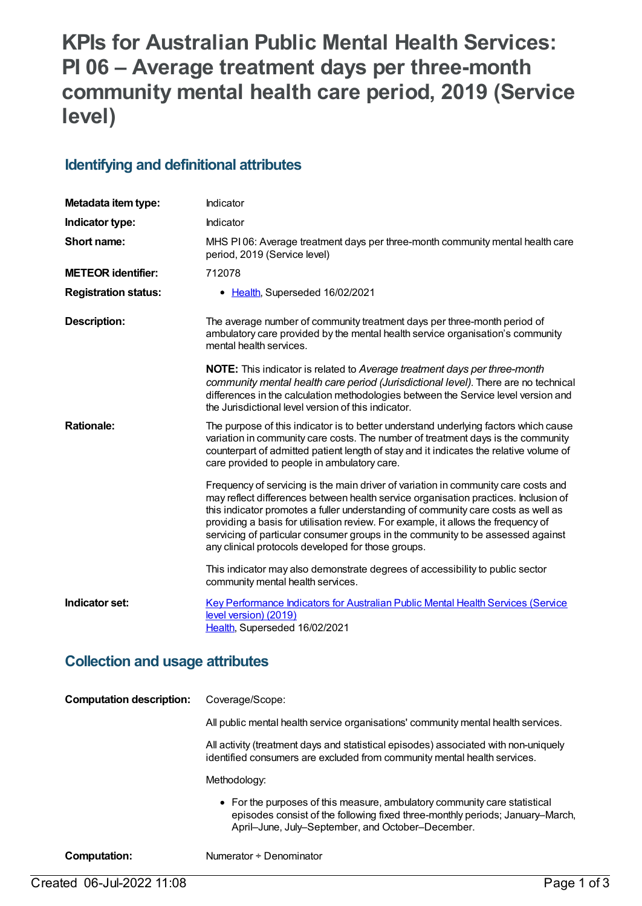# KPIs for Australian Public Mental Health Services: PI 06 – Average treatment days per three-month community mental health care period, 2019 (Service level)

## Identifying and definitional attributes

| | |
|---|---|
| **Metadata item type:** | Indicator |
| **Indicator type:** | Indicator |
| **Short name:** | MHS PI 06: Average treatment days per three-month community mental health care period, 2019 (Service level) |
| **METEOR identifier:** | 712078 |
| **Registration status:** | • Health, Superseded 16/02/2021 |
| **Description:** | The average number of community treatment days per three-month period of ambulatory care provided by the mental health service organisation's community mental health services.<br><br>**NOTE:** This indicator is related to *Average treatment days per three-month community mental health care period (Jurisdictional level).* There are no technical differences in the calculation methodologies between the Service level version and the Jurisdictional level version of this indicator. |
| **Rationale:** | The purpose of this indicator is to better understand underlying factors which cause variation in community care costs. The number of treatment days is the community counterpart of admitted patient length of stay and it indicates the relative volume of care provided to people in ambulatory care.<br><br>Frequency of servicing is the main driver of variation in community care costs and may reflect differences between health service organisation practices. Inclusion of this indicator promotes a fuller understanding of community care costs as well as providing a basis for utilisation review. For example, it allows the frequency of servicing of particular consumer groups in the community to be assessed against any clinical protocols developed for those groups.<br><br>This indicator may also demonstrate degrees of accessibility to public sector community mental health services. |
| **Indicator set:** | Key Performance Indicators for Australian Public Mental Health Services (Service level version) (2019)<br>Health, Superseded 16/02/2021 |

## Collection and usage attributes

| | |
|---|---|
| **Computation description:** | Coverage/Scope:<br><br>All public mental health service organisations' community mental health services.<br><br>All activity (treatment days and statistical episodes) associated with non-uniquely identified consumers are excluded from community mental health services.<br><br>Methodology:<br><br>• For the purposes of this measure, ambulatory community care statistical episodes consist of the following fixed three-monthly periods; January–March, April–June, July–September, and October–December. |
| **Computation:** | Numerator ÷ Denominator |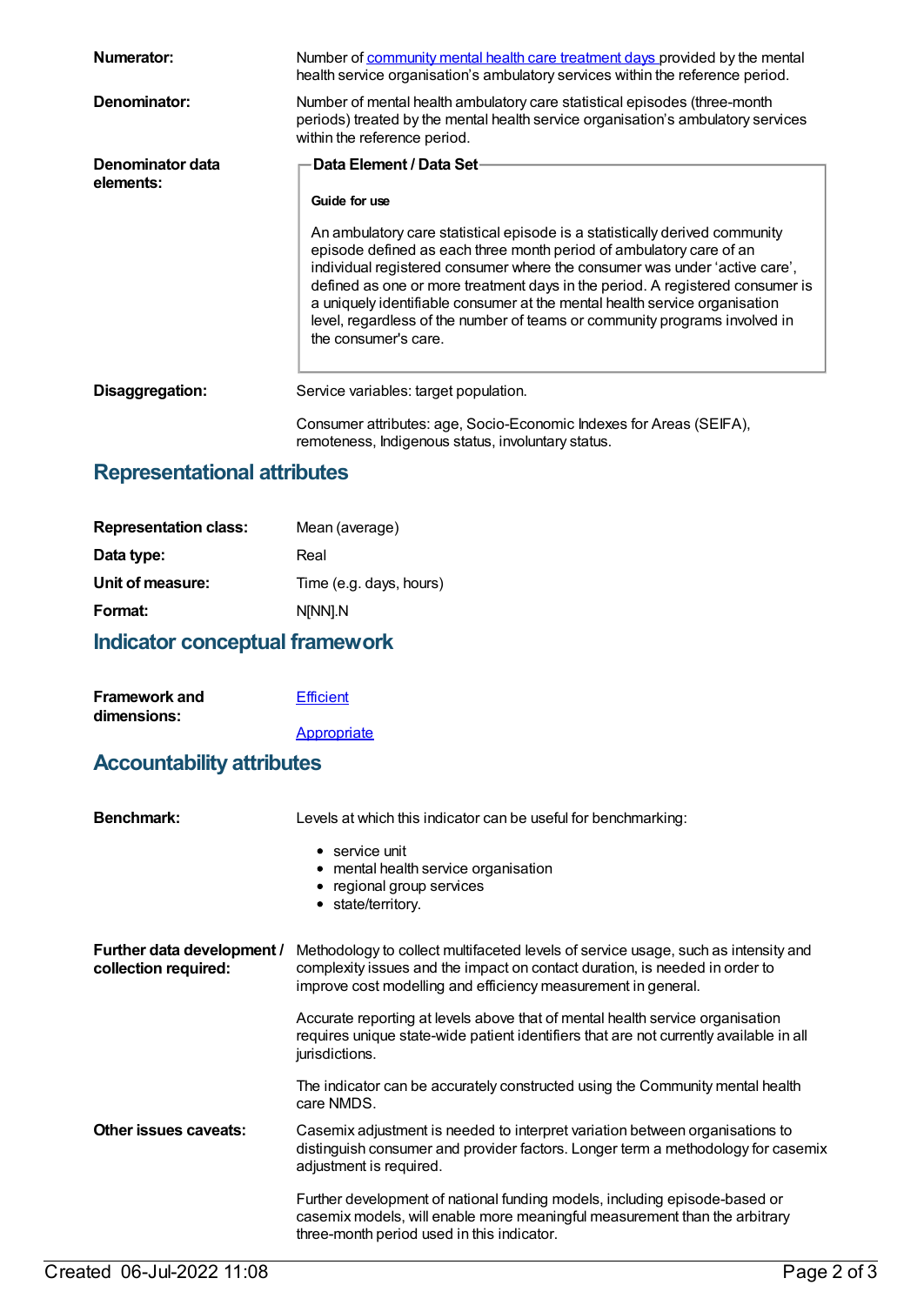**Numerator:** Number of [community mental health care treatment days](#) provided by the mental health service organisation's ambulatory services within the reference period.

**Denominator:** Number of mental health ambulatory care statistical episodes (three-month periods) treated by the mental health service organisation's ambulatory services within the reference period.

**Denominator data elements:**

**Data Element / Data Set**

**Guide for use**

An ambulatory care statistical episode is a statistically derived community episode defined as each three month period of ambulatory care of an individual registered consumer where the consumer was under 'active care', defined as one or more treatment days in the period. A registered consumer is a uniquely identifiable consumer at the mental health service organisation level, regardless of the number of teams or community programs involved in the consumer's care.

**Disaggregation:** Service variables: target population.

Consumer attributes: age, Socio-Economic Indexes for Areas (SEIFA), remoteness, Indigenous status, involuntary status.

## Representational attributes

**Representation class:** Mean (average)

**Data type:** Real

**Unit of measure:** Time (e.g. days, hours)

**Format:** N[NN].N

## Indicator conceptual framework

**Framework and dimensions:**

[Efficient](#)

[Appropriate](#)

## Accountability attributes

**Benchmark:** Levels at which this indicator can be useful for benchmarking:

- service unit
- mental health service organisation
- regional group services
- state/territory.

**Further data development / collection required:** Methodology to collect multifaceted levels of service usage, such as intensity and complexity issues and the impact on contact duration, is needed in order to improve cost modelling and efficiency measurement in general.

Accurate reporting at levels above that of mental health service organisation requires unique state-wide patient identifiers that are not currently available in all jurisdictions.

The indicator can be accurately constructed using the Community mental health care NMDS.

**Other issues caveats:** Casemix adjustment is needed to interpret variation between organisations to distinguish consumer and provider factors. Longer term a methodology for casemix adjustment is required.

Further development of national funding models, including episode-based or casemix models, will enable more meaningful measurement than the arbitrary three-month period used in this indicator.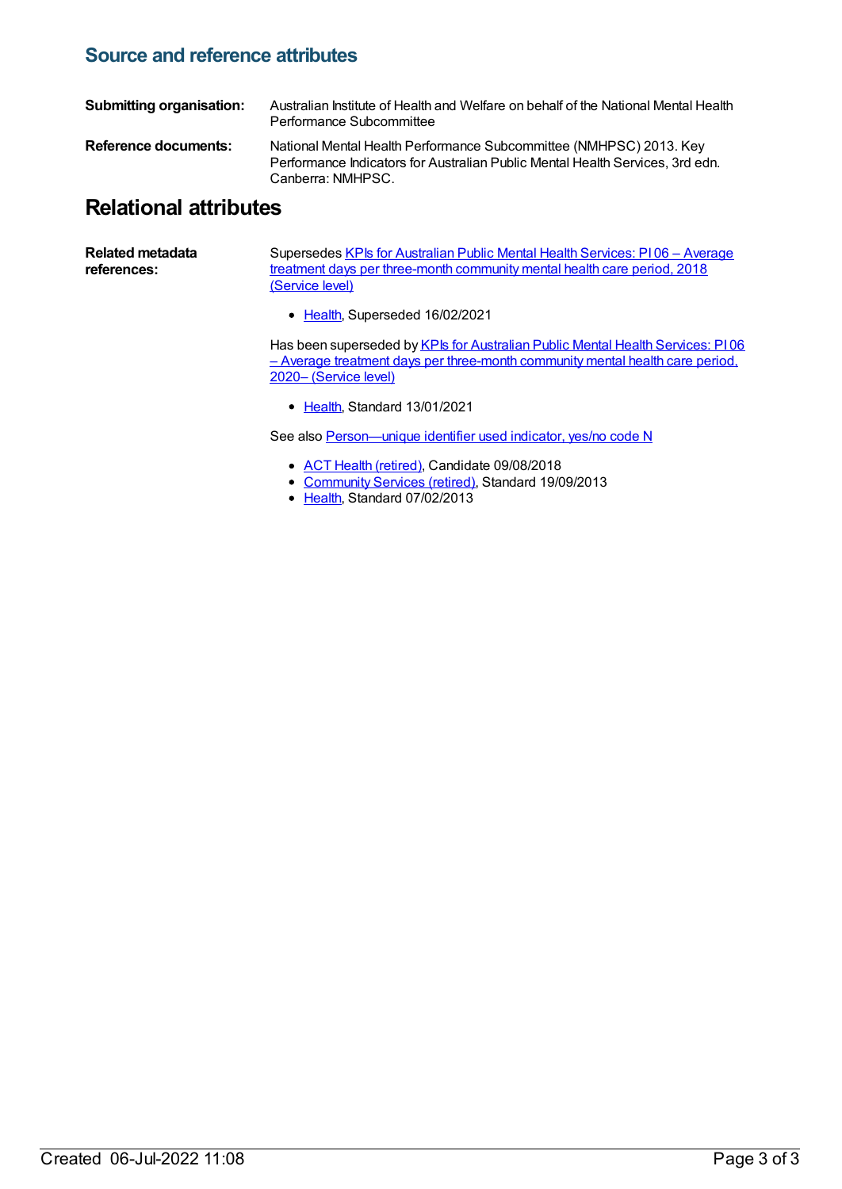## Source and reference attributes

**Submitting organisation:** Australian Institute of Health and Welfare on behalf of the National Mental Health Performance Subcommittee

**Reference documents:** National Mental Health Performance Subcommittee (NMHPSC) 2013. Key Performance Indicators for Australian Public Mental Health Services, 3rd edn. Canberra: NMHPSC.

# Relational attributes

**Related metadata references:**

Supersedes KPIs for Australian Public Mental Health Services: PI 06 – Average treatment days per three-month community mental health care period, 2018 (Service level)

- Health, Superseded 16/02/2021

Has been superseded by KPIs for Australian Public Mental Health Services: PI 06 – Average treatment days per three-month community mental health care period, 2020– (Service level)

- Health, Standard 13/01/2021

See also Person—unique identifier used indicator, yes/no code N

- ACT Health (retired), Candidate 09/08/2018
- Community Services (retired), Standard 19/09/2013
- Health, Standard 07/02/2013